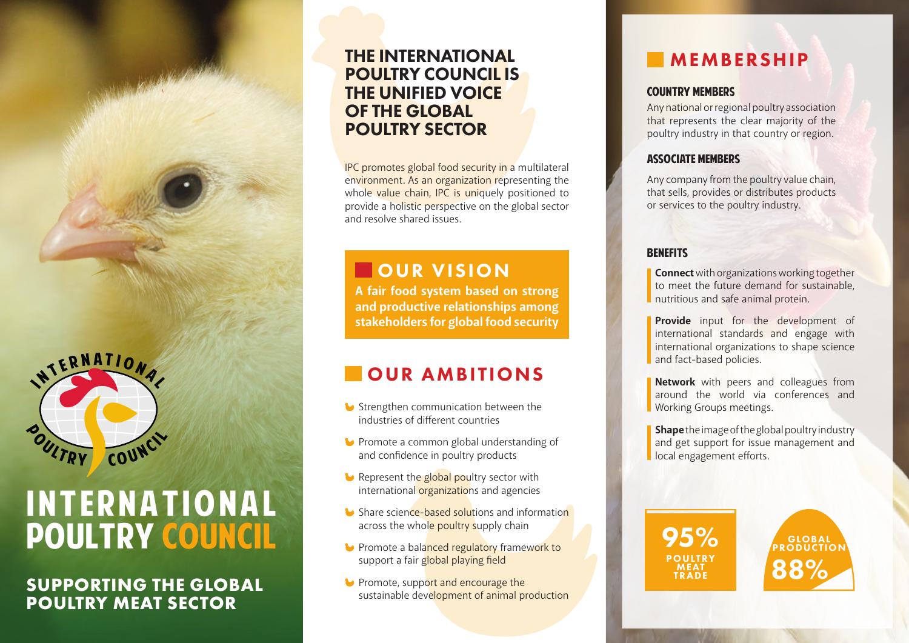INTERNATIONAL POULTRY COUNCIL

# INTERNATIONAL POULTRY COUNCIL

## SUPPORTING THE GLOBAL POULTRY MEAT SECTOR

## THE INTERNATIONAL POULTRY COUNCIL IS THE UNIFIED VOICE OF THE GLOBAL POULTRY SECTOR

IPC promotes global food security in a multilateral environment. As an organization representing the whole value chain, IPC is uniquely positioned to provide a holistic perspective on the global sector and resolve shared issues.

## OUR VISION

**A fair food system based on strong and productive relationships among stakeholders for global food security**

## OUR AMBITIONS

- Strengthen communication between the industries of different countries
- Promote a common global understanding of and confidence in poultry products
- Represent the global poultry sector with international organizations and agencies
- Share science-based solutions and information across the whole poultry supply chain
- Promote a balanced regulatory framework to support a fair global playing field
- Promote, support and encourage the sustainable development of animal production

## MEMBERSHIP

### COUNTRY MEMBERS

Any national or regional poultry association that represents the clear majority of the poultry industry in that country or region.

### ASSOCIATE MEMBERS

Any company from the poultry value chain, that sells, provides or distributes products or services to the poultry industry.

### BENEFITS

**Connect** with organizations working together to meet the future demand for sustainable, nutritious and safe animal protein.

**Provide** input for the development of international standards and engage with international organizations to shape science and fact-based policies.

**Network** with peers and colleagues from around the world via conferences and Working Groups meetings.

**Shape** the image of the global poultry industry and get support for issue management and local engagement efforts.

95%
POULTRY MEAT TRADE

GLOBAL PRODUCTION
88%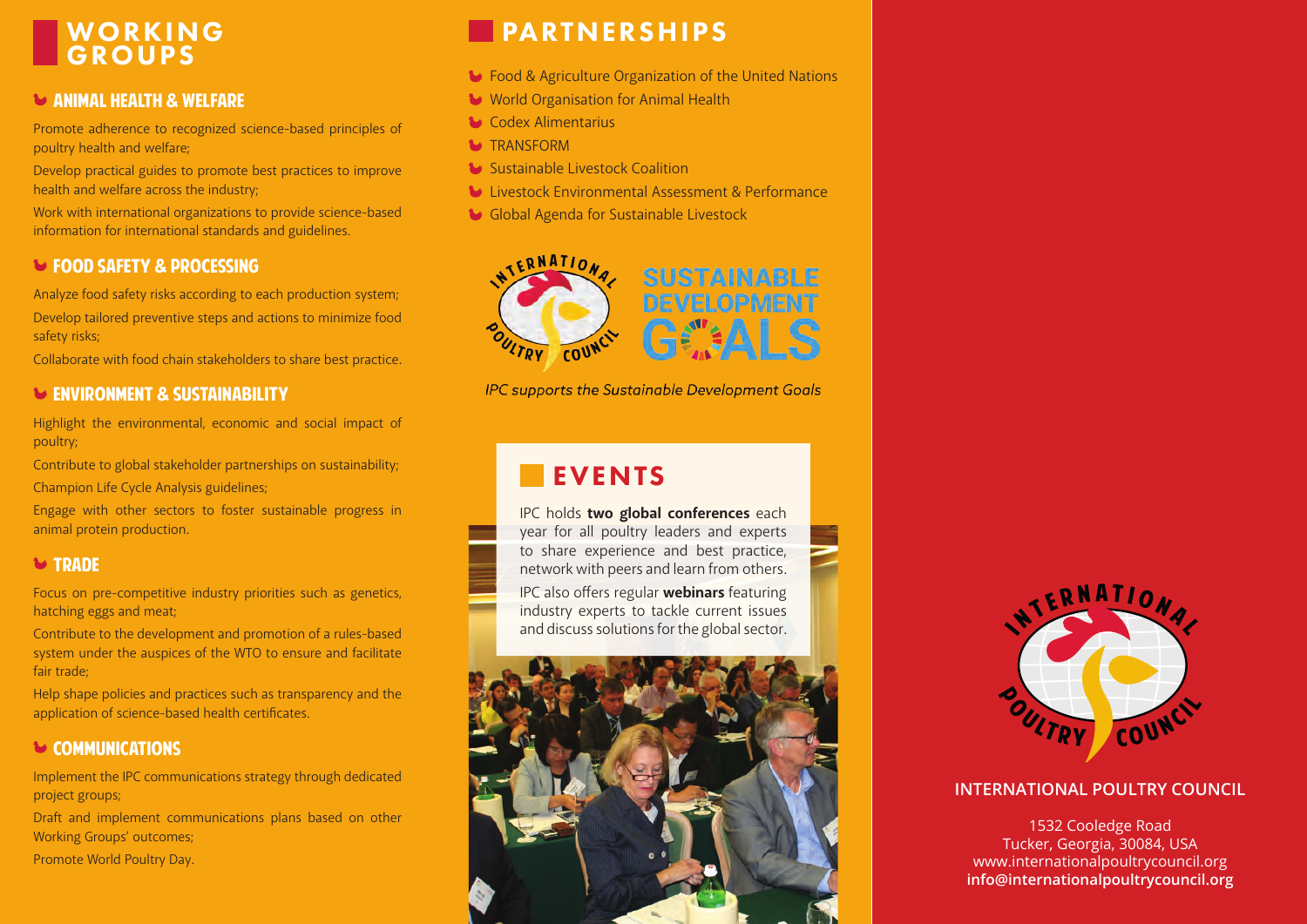# WORKING GROUPS

## ANIMAL HEALTH & WELFARE

Promote adherence to recognized science-based principles of poultry health and welfare;

Develop practical guides to promote best practices to improve health and welfare across the industry;

Work with international organizations to provide science-based information for international standards and guidelines.

## FOOD SAFETY & PROCESSING

Analyze food safety risks according to each production system;

Develop tailored preventive steps and actions to minimize food safety risks;

Collaborate with food chain stakeholders to share best practice.

## ENVIRONMENT & SUSTAINABILITY

Highlight the environmental, economic and social impact of poultry;

Contribute to global stakeholder partnerships on sustainability;

Champion Life Cycle Analysis guidelines;

Engage with other sectors to foster sustainable progress in animal protein production.

## TRADE

Focus on pre-competitive industry priorities such as genetics, hatching eggs and meat;

Contribute to the development and promotion of a rules-based system under the auspices of the WTO to ensure and facilitate fair trade;

Help shape policies and practices such as transparency and the application of science-based health certificates.

## COMMUNICATIONS

Implement the IPC communications strategy through dedicated project groups;

Draft and implement communications plans based on other Working Groups' outcomes;

Promote World Poultry Day.

# PARTNERSHIPS

- Food & Agriculture Organization of the United Nations
- World Organisation for Animal Health
- Codex Alimentarius
- TRANSFORM
- Sustainable Livestock Coalition
- Livestock Environmental Assessment & Performance
- Global Agenda for Sustainable Livestock

INTERNATIONAL POULTRY COUNCIL

SUSTAINABLE DEVELOPMENT GOALS

*IPC supports the Sustainable Development Goals*

# EVENTS

IPC holds **two global conferences** each year for all poultry leaders and experts to share experience and best practice, network with peers and learn from others.

IPC also offers regular **webinars** featuring industry experts to tackle current issues and discuss solutions for the global sector.

INTERNATIONAL POULTRY COUNCIL

**INTERNATIONAL POULTRY COUNCIL**

1532 Cooledge Road
Tucker, Georgia, 30084, USA
www.internationalpoultrycouncil.org
**info@internationalpoultrycouncil.org**